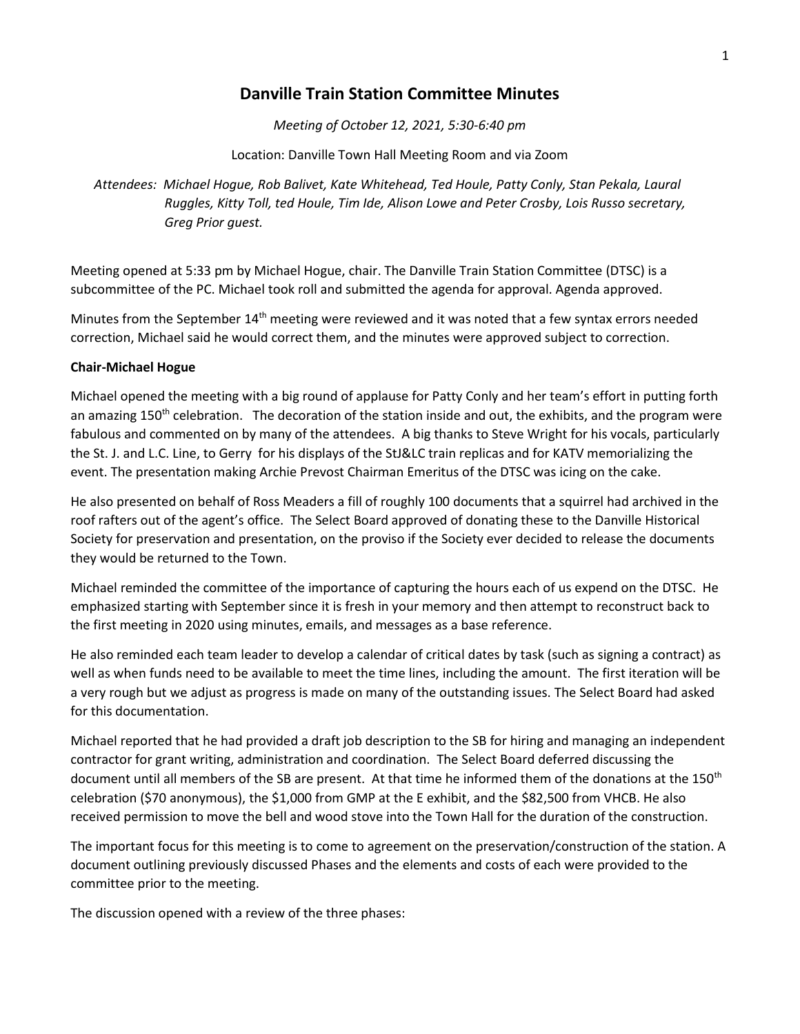# Danville Train Station Committee Minutes

*Meeting of October 12, 2021, 5:30-6:40 pm*

Location: Danville Town Hall Meeting Room and via Zoom

*Attendees: Michael Hogue, Rob Balivet, Kate Whitehead, Ted Houle, Patty Conly, Stan Pekala, Laural Ruggles, Kitty Toll, ted Houle, Tim Ide, Alison Lowe and Peter Crosby, Lois Russo secretary, Greg Prior guest.*

Meeting opened at 5:33 pm by Michael Hogue, chair. The Danville Train Station Committee (DTSC) is a subcommittee of the PC. Michael took roll and submitted the agenda for approval. Agenda approved.

Minutes from the September 14th meeting were reviewed and it was noted that a few syntax errors needed correction, Michael said he would correct them, and the minutes were approved subject to correction.

**Chair-Michael Hogue**

Michael opened the meeting with a big round of applause for Patty Conly and her team's effort in putting forth an amazing 150th celebration. The decoration of the station inside and out, the exhibits, and the program were fabulous and commented on by many of the attendees. A big thanks to Steve Wright for his vocals, particularly the St. J. and L.C. Line, to Gerry for his displays of the StJ&LC train replicas and for KATV memorializing the event. The presentation making Archie Prevost Chairman Emeritus of the DTSC was icing on the cake.

He also presented on behalf of Ross Meaders a fill of roughly 100 documents that a squirrel had archived in the roof rafters out of the agent's office. The Select Board approved of donating these to the Danville Historical Society for preservation and presentation, on the proviso if the Society ever decided to release the documents they would be returned to the Town.

Michael reminded the committee of the importance of capturing the hours each of us expend on the DTSC. He emphasized starting with September since it is fresh in your memory and then attempt to reconstruct back to the first meeting in 2020 using minutes, emails, and messages as a base reference.

He also reminded each team leader to develop a calendar of critical dates by task (such as signing a contract) as well as when funds need to be available to meet the time lines, including the amount. The first iteration will be a very rough but we adjust as progress is made on many of the outstanding issues. The Select Board had asked for this documentation.

Michael reported that he had provided a draft job description to the SB for hiring and managing an independent contractor for grant writing, administration and coordination. The Select Board deferred discussing the document until all members of the SB are present. At that time he informed them of the donations at the 150th celebration ($70 anonymous), the $1,000 from GMP at the E exhibit, and the $82,500 from VHCB. He also received permission to move the bell and wood stove into the Town Hall for the duration of the construction.

The important focus for this meeting is to come to agreement on the preservation/construction of the station. A document outlining previously discussed Phases and the elements and costs of each were provided to the committee prior to the meeting.

The discussion opened with a review of the three phases: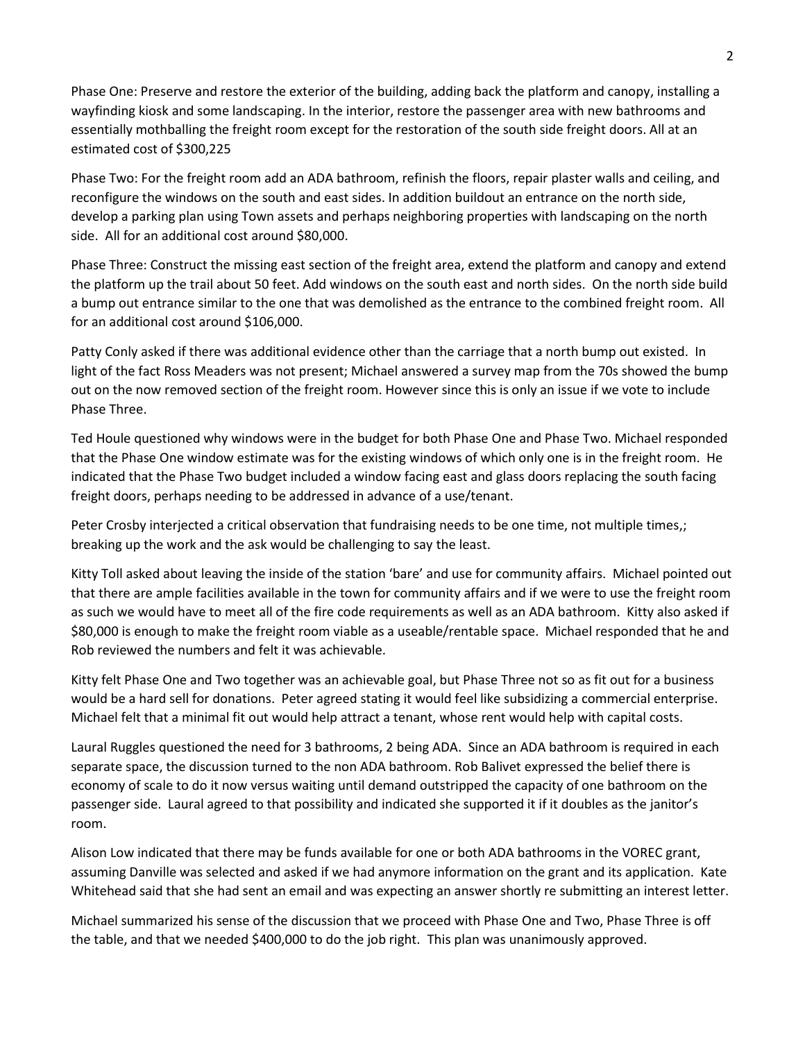Phase One: Preserve and restore the exterior of the building, adding back the platform and canopy, installing a wayfinding kiosk and some landscaping. In the interior, restore the passenger area with new bathrooms and essentially mothballing the freight room except for the restoration of the south side freight doors. All at an estimated cost of $300,225

Phase Two: For the freight room add an ADA bathroom, refinish the floors, repair plaster walls and ceiling, and reconfigure the windows on the south and east sides. In addition buildout an entrance on the north side, develop a parking plan using Town assets and perhaps neighboring properties with landscaping on the north side. All for an additional cost around $80,000.

Phase Three: Construct the missing east section of the freight area, extend the platform and canopy and extend the platform up the trail about 50 feet. Add windows on the south east and north sides. On the north side build a bump out entrance similar to the one that was demolished as the entrance to the combined freight room. All for an additional cost around $106,000.

Patty Conly asked if there was additional evidence other than the carriage that a north bump out existed. In light of the fact Ross Meaders was not present; Michael answered a survey map from the 70s showed the bump out on the now removed section of the freight room. However since this is only an issue if we vote to include Phase Three.

Ted Houle questioned why windows were in the budget for both Phase One and Phase Two. Michael responded that the Phase One window estimate was for the existing windows of which only one is in the freight room. He indicated that the Phase Two budget included a window facing east and glass doors replacing the south facing freight doors, perhaps needing to be addressed in advance of a use/tenant.

Peter Crosby interjected a critical observation that fundraising needs to be one time, not multiple times,; breaking up the work and the ask would be challenging to say the least.

Kitty Toll asked about leaving the inside of the station 'bare' and use for community affairs. Michael pointed out that there are ample facilities available in the town for community affairs and if we were to use the freight room as such we would have to meet all of the fire code requirements as well as an ADA bathroom. Kitty also asked if $80,000 is enough to make the freight room viable as a useable/rentable space. Michael responded that he and Rob reviewed the numbers and felt it was achievable.

Kitty felt Phase One and Two together was an achievable goal, but Phase Three not so as fit out for a business would be a hard sell for donations. Peter agreed stating it would feel like subsidizing a commercial enterprise. Michael felt that a minimal fit out would help attract a tenant, whose rent would help with capital costs.

Laural Ruggles questioned the need for 3 bathrooms, 2 being ADA. Since an ADA bathroom is required in each separate space, the discussion turned to the non ADA bathroom. Rob Balivet expressed the belief there is economy of scale to do it now versus waiting until demand outstripped the capacity of one bathroom on the passenger side. Laural agreed to that possibility and indicated she supported it if it doubles as the janitor's room.

Alison Low indicated that there may be funds available for one or both ADA bathrooms in the VOREC grant, assuming Danville was selected and asked if we had anymore information on the grant and its application. Kate Whitehead said that she had sent an email and was expecting an answer shortly re submitting an interest letter.

Michael summarized his sense of the discussion that we proceed with Phase One and Two, Phase Three is off the table, and that we needed $400,000 to do the job right. This plan was unanimously approved.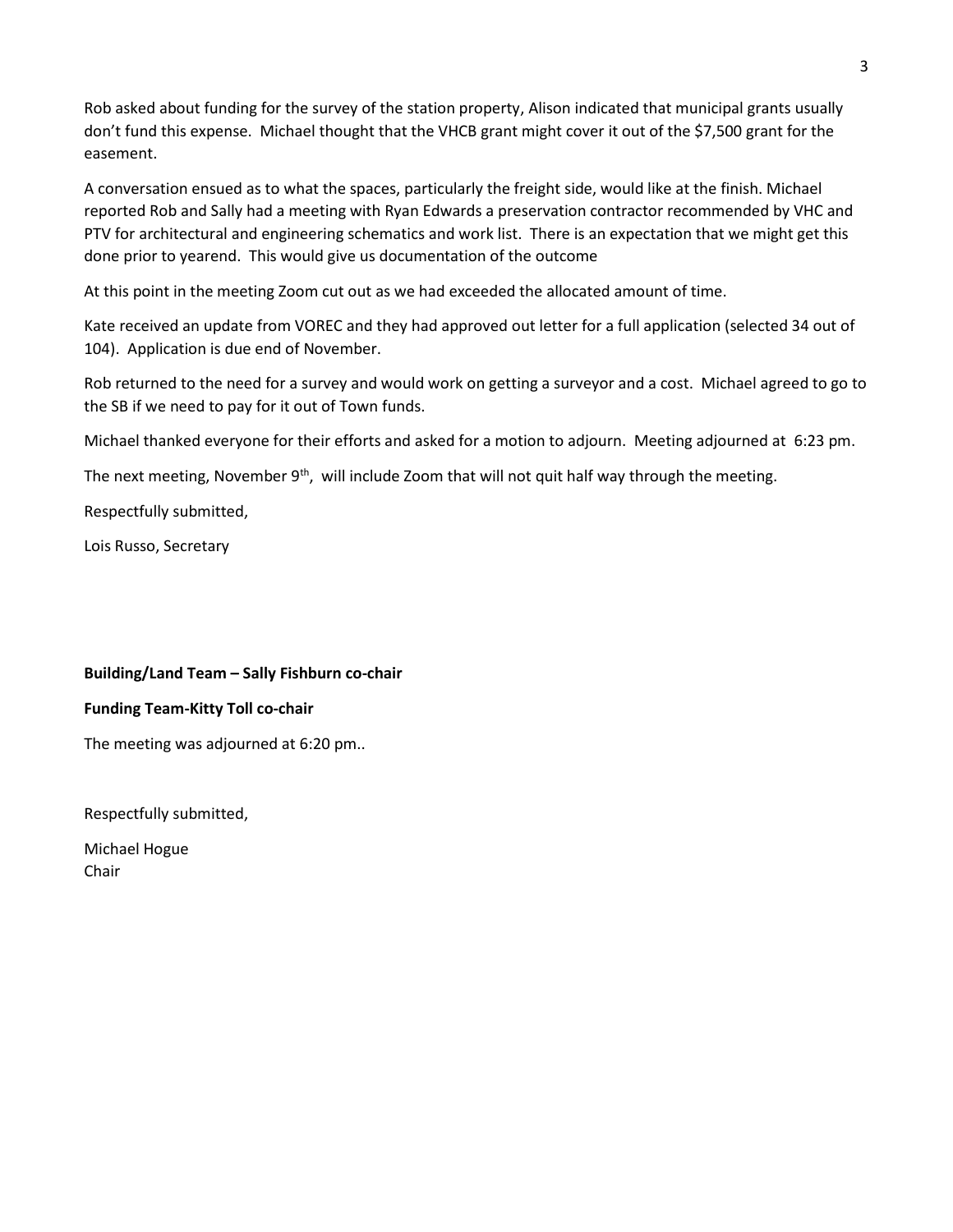Rob asked about funding for the survey of the station property, Alison indicated that municipal grants usually don't fund this expense. Michael thought that the VHCB grant might cover it out of the $7,500 grant for the easement.

A conversation ensued as to what the spaces, particularly the freight side, would like at the finish. Michael reported Rob and Sally had a meeting with Ryan Edwards a preservation contractor recommended by VHC and PTV for architectural and engineering schematics and work list. There is an expectation that we might get this done prior to yearend. This would give us documentation of the outcome

At this point in the meeting Zoom cut out as we had exceeded the allocated amount of time.

Kate received an update from VOREC and they had approved out letter for a full application (selected 34 out of 104). Application is due end of November.

Rob returned to the need for a survey and would work on getting a surveyor and a cost. Michael agreed to go to the SB if we need to pay for it out of Town funds.

Michael thanked everyone for their efforts and asked for a motion to adjourn. Meeting adjourned at 6:23 pm.

The next meeting, November 9th, will include Zoom that will not quit half way through the meeting.

Respectfully submitted,

Lois Russo, Secretary

**Building/Land Team – Sally Fishburn co-chair**

**Funding Team-Kitty Toll co-chair**

The meeting was adjourned at 6:20 pm..

Respectfully submitted,

Michael Hogue
Chair